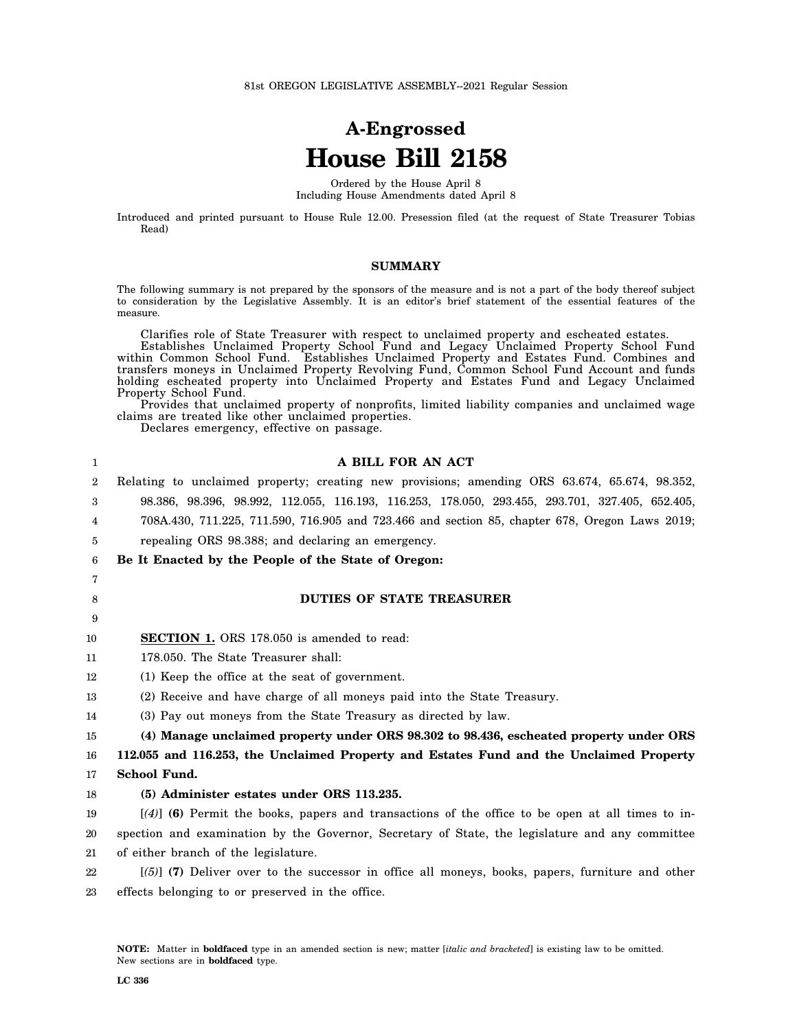81st OREGON LEGISLATIVE ASSEMBLY--2021 Regular Session

# A-Engrossed
# House Bill 2158

Ordered by the House April 8
Including House Amendments dated April 8

Introduced and printed pursuant to House Rule 12.00. Presession filed (at the request of State Treasurer Tobias Read)

## SUMMARY

The following summary is not prepared by the sponsors of the measure and is not a part of the body thereof subject to consideration by the Legislative Assembly. It is an editor's brief statement of the essential features of the measure.

Clarifies role of State Treasurer with respect to unclaimed property and escheated estates.
Establishes Unclaimed Property School Fund and Legacy Unclaimed Property School Fund within Common School Fund. Establishes Unclaimed Property and Estates Fund. Combines and transfers moneys in Unclaimed Property Revolving Fund, Common School Fund Account and funds holding escheated property into Unclaimed Property and Estates Fund and Legacy Unclaimed Property School Fund.
Provides that unclaimed property of nonprofits, limited liability companies and unclaimed wage claims are treated like other unclaimed properties.
Declares emergency, effective on passage.

**A BILL FOR AN ACT**

Relating to unclaimed property; creating new provisions; amending ORS 63.674, 65.674, 98.352, 98.386, 98.396, 98.992, 112.055, 116.193, 116.253, 178.050, 293.455, 293.701, 327.405, 652.405, 708A.430, 711.225, 711.590, 716.905 and 723.466 and section 85, chapter 678, Oregon Laws 2019; repealing ORS 98.388; and declaring an emergency.

**Be It Enacted by the People of the State of Oregon:**

### DUTIES OF STATE TREASURER

**SECTION 1.** ORS 178.050 is amended to read:

178.050. The State Treasurer shall:

(1) Keep the office at the seat of government.

(2) Receive and have charge of all moneys paid into the State Treasury.

(3) Pay out moneys from the State Treasury as directed by law.

**(4) Manage unclaimed property under ORS 98.302 to 98.436, escheated property under ORS 112.055 and 116.253, the Unclaimed Property and Estates Fund and the Unclaimed Property School Fund.**

**(5) Administer estates under ORS 113.235.**

[*(4)*] **(6)** Permit the books, papers and transactions of the office to be open at all times to inspection and examination by the Governor, Secretary of State, the legislature and any committee of either branch of the legislature.

[*(5)*] **(7)** Deliver over to the successor in office all moneys, books, papers, furniture and other effects belonging to or preserved in the office.

**NOTE:** Matter in **boldfaced** type in an amended section is new; matter [*italic and bracketed*] is existing law to be omitted. New sections are in **boldfaced** type.

**LC 336**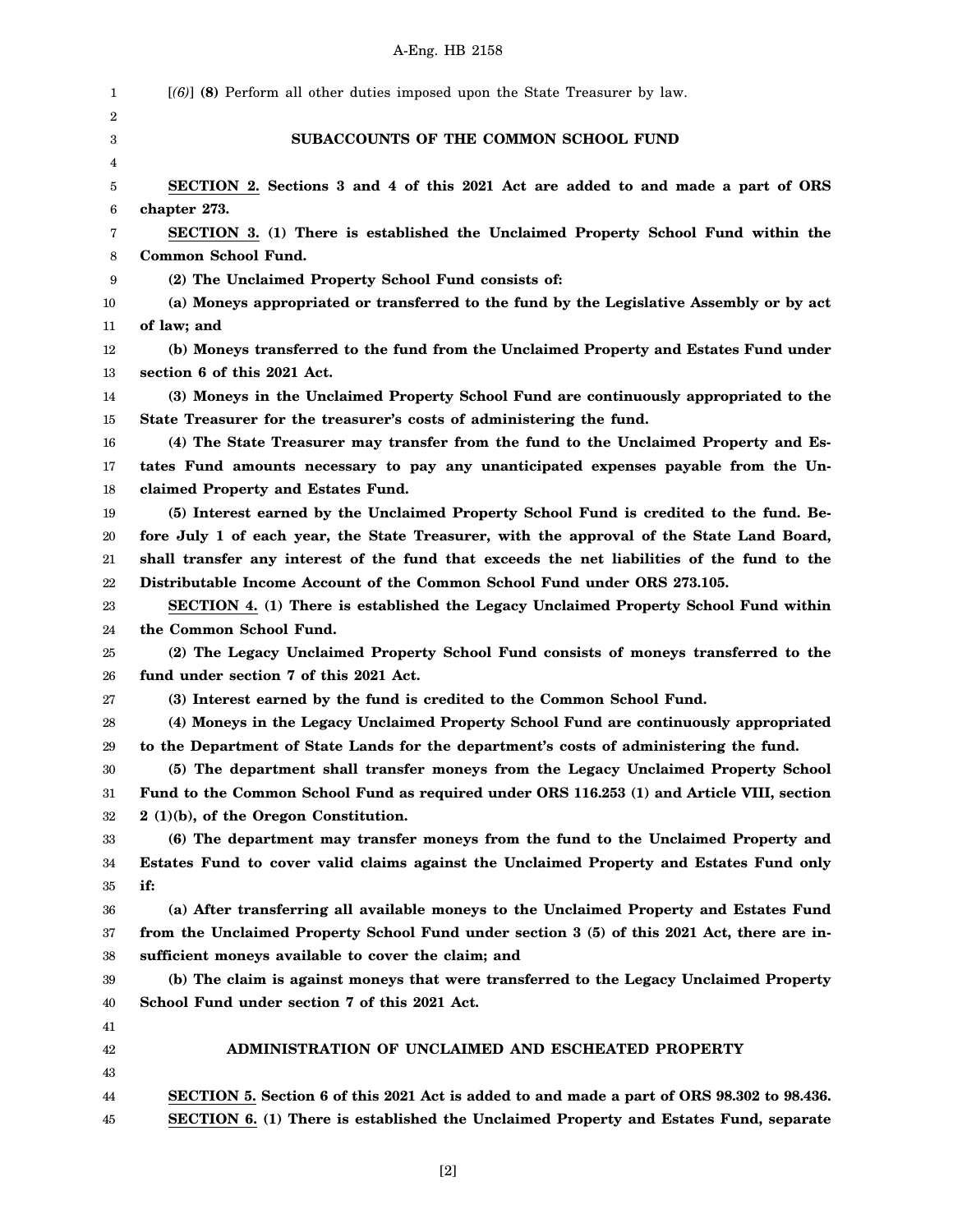[*(6)*] **(8)** Perform all other duties imposed upon the State Treasurer by law.

## SUBACCOUNTS OF THE COMMON SCHOOL FUND

**SECTION 2. Sections 3 and 4 of this 2021 Act are added to and made a part of ORS chapter 273.**

**SECTION 3. (1) There is established the Unclaimed Property School Fund within the Common School Fund.**

**(2) The Unclaimed Property School Fund consists of:**

**(a) Moneys appropriated or transferred to the fund by the Legislative Assembly or by act of law; and**

**(b) Moneys transferred to the fund from the Unclaimed Property and Estates Fund under section 6 of this 2021 Act.**

**(3) Moneys in the Unclaimed Property School Fund are continuously appropriated to the State Treasurer for the treasurer's costs of administering the fund.**

**(4) The State Treasurer may transfer from the fund to the Unclaimed Property and Estates Fund amounts necessary to pay any unanticipated expenses payable from the Unclaimed Property and Estates Fund.**

**(5) Interest earned by the Unclaimed Property School Fund is credited to the fund. Before July 1 of each year, the State Treasurer, with the approval of the State Land Board, shall transfer any interest of the fund that exceeds the net liabilities of the fund to the Distributable Income Account of the Common School Fund under ORS 273.105.**

**SECTION 4. (1) There is established the Legacy Unclaimed Property School Fund within the Common School Fund.**

**(2) The Legacy Unclaimed Property School Fund consists of moneys transferred to the fund under section 7 of this 2021 Act.**

**(3) Interest earned by the fund is credited to the Common School Fund.**

**(4) Moneys in the Legacy Unclaimed Property School Fund are continuously appropriated to the Department of State Lands for the department's costs of administering the fund.**

**(5) The department shall transfer moneys from the Legacy Unclaimed Property School Fund to the Common School Fund as required under ORS 116.253 (1) and Article VIII, section 2 (1)(b), of the Oregon Constitution.**

**(6) The department may transfer moneys from the fund to the Unclaimed Property and Estates Fund to cover valid claims against the Unclaimed Property and Estates Fund only if:**

**(a) After transferring all available moneys to the Unclaimed Property and Estates Fund from the Unclaimed Property School Fund under section 3 (5) of this 2021 Act, there are insufficient moneys available to cover the claim; and**

**(b) The claim is against moneys that were transferred to the Legacy Unclaimed Property School Fund under section 7 of this 2021 Act.**

## ADMINISTRATION OF UNCLAIMED AND ESCHEATED PROPERTY

**SECTION 5. Section 6 of this 2021 Act is added to and made a part of ORS 98.302 to 98.436.**

**SECTION 6. (1) There is established the Unclaimed Property and Estates Fund, separate**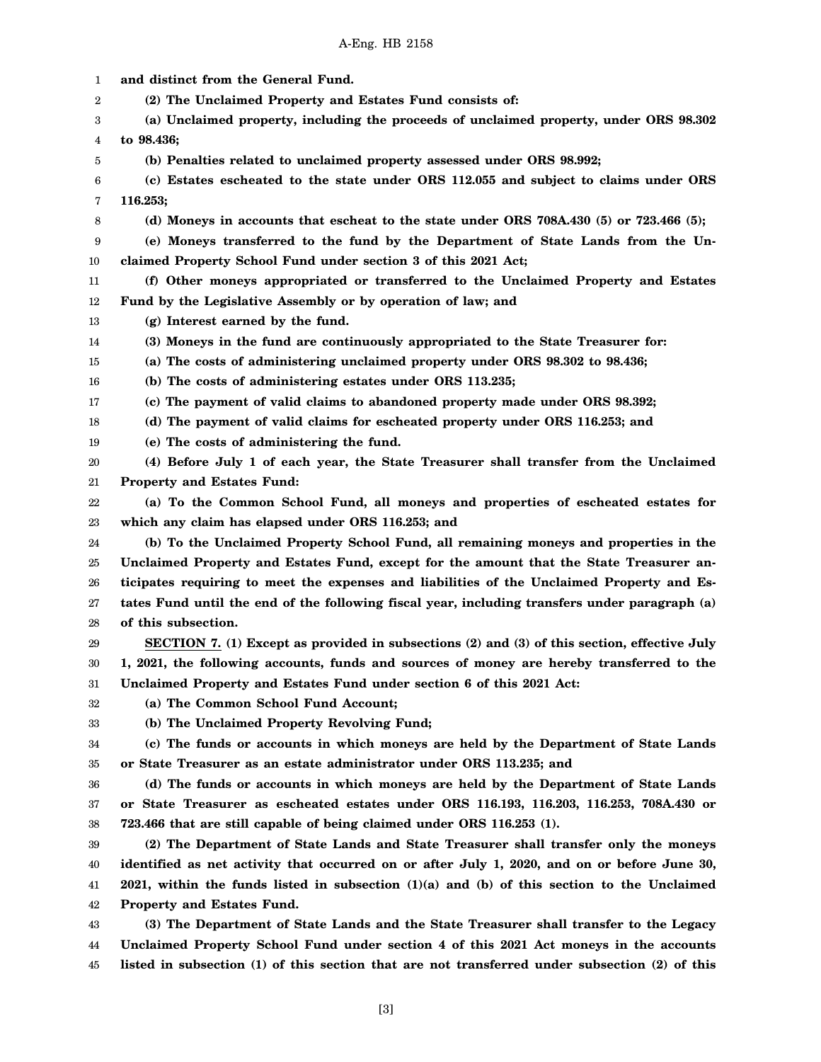**and distinct from the General Fund.**

**(2) The Unclaimed Property and Estates Fund consists of:**

**(a) Unclaimed property, including the proceeds of unclaimed property, under ORS 98.302 to 98.436;**

**(b) Penalties related to unclaimed property assessed under ORS 98.992;**

**(c) Estates escheated to the state under ORS 112.055 and subject to claims under ORS 116.253;**

**(d) Moneys in accounts that escheat to the state under ORS 708A.430 (5) or 723.466 (5);**

**(e) Moneys transferred to the fund by the Department of State Lands from the Unclaimed Property School Fund under section 3 of this 2021 Act;**

**(f) Other moneys appropriated or transferred to the Unclaimed Property and Estates Fund by the Legislative Assembly or by operation of law; and**

**(g) Interest earned by the fund.**

**(3) Moneys in the fund are continuously appropriated to the State Treasurer for:**

**(a) The costs of administering unclaimed property under ORS 98.302 to 98.436;**

**(b) The costs of administering estates under ORS 113.235;**

**(c) The payment of valid claims to abandoned property made under ORS 98.392;**

**(d) The payment of valid claims for escheated property under ORS 116.253; and**

**(e) The costs of administering the fund.**

**(4) Before July 1 of each year, the State Treasurer shall transfer from the Unclaimed Property and Estates Fund:**

**(a) To the Common School Fund, all moneys and properties of escheated estates for which any claim has elapsed under ORS 116.253; and**

**(b) To the Unclaimed Property School Fund, all remaining moneys and properties in the Unclaimed Property and Estates Fund, except for the amount that the State Treasurer anticipates requiring to meet the expenses and liabilities of the Unclaimed Property and Estates Fund until the end of the following fiscal year, including transfers under paragraph (a) of this subsection.**

**SECTION 7. (1) Except as provided in subsections (2) and (3) of this section, effective July 1, 2021, the following accounts, funds and sources of money are hereby transferred to the Unclaimed Property and Estates Fund under section 6 of this 2021 Act:**

**(a) The Common School Fund Account;**

**(b) The Unclaimed Property Revolving Fund;**

**(c) The funds or accounts in which moneys are held by the Department of State Lands or State Treasurer as an estate administrator under ORS 113.235; and**

**(d) The funds or accounts in which moneys are held by the Department of State Lands or State Treasurer as escheated estates under ORS 116.193, 116.203, 116.253, 708A.430 or 723.466 that are still capable of being claimed under ORS 116.253 (1).**

**(2) The Department of State Lands and State Treasurer shall transfer only the moneys identified as net activity that occurred on or after July 1, 2020, and on or before June 30, 2021, within the funds listed in subsection (1)(a) and (b) of this section to the Unclaimed Property and Estates Fund.**

**(3) The Department of State Lands and the State Treasurer shall transfer to the Legacy Unclaimed Property School Fund under section 4 of this 2021 Act moneys in the accounts listed in subsection (1) of this section that are not transferred under subsection (2) of this**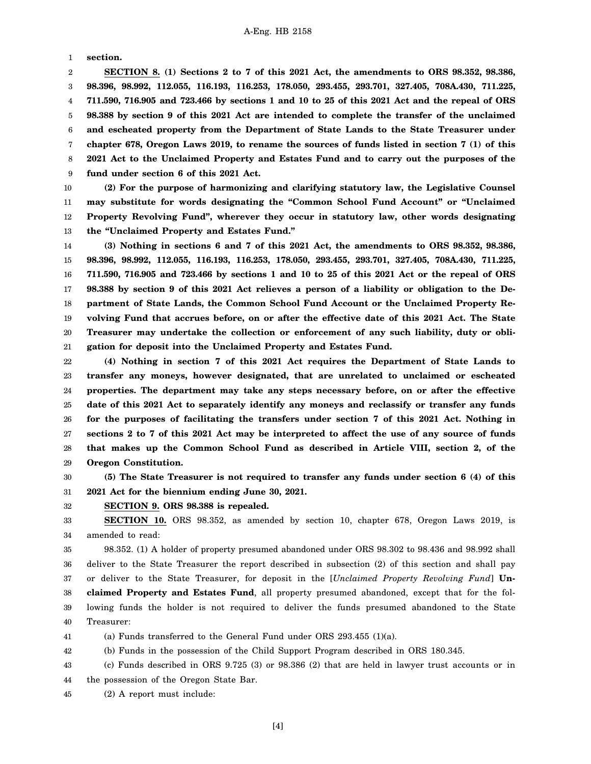**section.**

**SECTION 8. (1) Sections 2 to 7 of this 2021 Act, the amendments to ORS 98.352, 98.386, 98.396, 98.992, 112.055, 116.193, 116.253, 178.050, 293.455, 293.701, 327.405, 708A.430, 711.225, 711.590, 716.905 and 723.466 by sections 1 and 10 to 25 of this 2021 Act and the repeal of ORS 98.388 by section 9 of this 2021 Act are intended to complete the transfer of the unclaimed and escheated property from the Department of State Lands to the State Treasurer under chapter 678, Oregon Laws 2019, to rename the sources of funds listed in section 7 (1) of this 2021 Act to the Unclaimed Property and Estates Fund and to carry out the purposes of the fund under section 6 of this 2021 Act.**

**(2) For the purpose of harmonizing and clarifying statutory law, the Legislative Counsel may substitute for words designating the "Common School Fund Account" or "Unclaimed Property Revolving Fund", wherever they occur in statutory law, other words designating the "Unclaimed Property and Estates Fund."**

**(3) Nothing in sections 6 and 7 of this 2021 Act, the amendments to ORS 98.352, 98.386, 98.396, 98.992, 112.055, 116.193, 116.253, 178.050, 293.455, 293.701, 327.405, 708A.430, 711.225, 711.590, 716.905 and 723.466 by sections 1 and 10 to 25 of this 2021 Act or the repeal of ORS 98.388 by section 9 of this 2021 Act relieves a person of a liability or obligation to the Department of State Lands, the Common School Fund Account or the Unclaimed Property Revolving Fund that accrues before, on or after the effective date of this 2021 Act. The State Treasurer may undertake the collection or enforcement of any such liability, duty or obligation for deposit into the Unclaimed Property and Estates Fund.**

**(4) Nothing in section 7 of this 2021 Act requires the Department of State Lands to transfer any moneys, however designated, that are unrelated to unclaimed or escheated properties. The department may take any steps necessary before, on or after the effective date of this 2021 Act to separately identify any moneys and reclassify or transfer any funds for the purposes of facilitating the transfers under section 7 of this 2021 Act. Nothing in sections 2 to 7 of this 2021 Act may be interpreted to affect the use of any source of funds that makes up the Common School Fund as described in Article VIII, section 2, of the Oregon Constitution.**

**(5) The State Treasurer is not required to transfer any funds under section 6 (4) of this 2021 Act for the biennium ending June 30, 2021.**

**SECTION 9. ORS 98.388 is repealed.**

**SECTION 10.** ORS 98.352, as amended by section 10, chapter 678, Oregon Laws 2019, is amended to read:

98.352. (1) A holder of property presumed abandoned under ORS 98.302 to 98.436 and 98.992 shall deliver to the State Treasurer the report described in subsection (2) of this section and shall pay or deliver to the State Treasurer, for deposit in the [*Unclaimed Property Revolving Fund*] **Unclaimed Property and Estates Fund**, all property presumed abandoned, except that for the following funds the holder is not required to deliver the funds presumed abandoned to the State Treasurer:

(a) Funds transferred to the General Fund under ORS 293.455 (1)(a).

(b) Funds in the possession of the Child Support Program described in ORS 180.345.

(c) Funds described in ORS 9.725 (3) or 98.386 (2) that are held in lawyer trust accounts or in the possession of the Oregon State Bar.

(2) A report must include: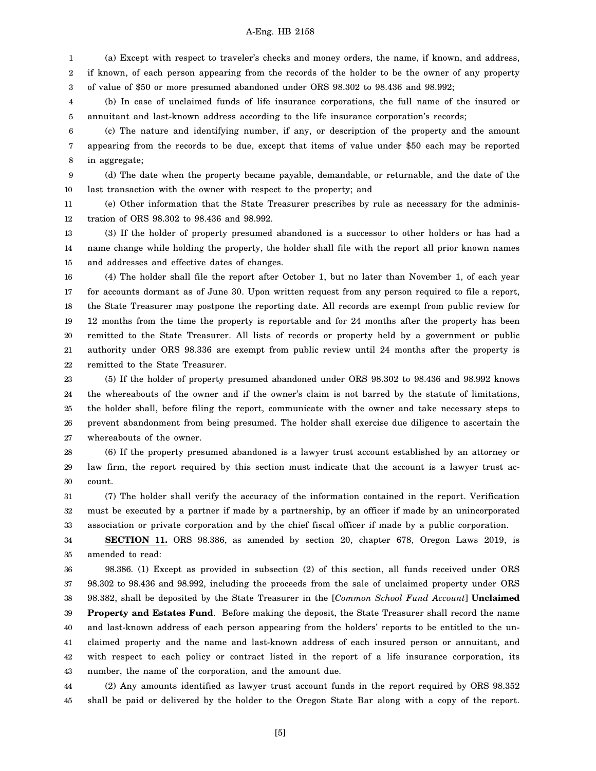(a) Except with respect to traveler's checks and money orders, the name, if known, and address, if known, of each person appearing from the records of the holder to be the owner of any property of value of $50 or more presumed abandoned under ORS 98.302 to 98.436 and 98.992;

(b) In case of unclaimed funds of life insurance corporations, the full name of the insured or annuitant and last-known address according to the life insurance corporation's records;

(c) The nature and identifying number, if any, or description of the property and the amount appearing from the records to be due, except that items of value under $50 each may be reported in aggregate;

(d) The date when the property became payable, demandable, or returnable, and the date of the last transaction with the owner with respect to the property; and

(e) Other information that the State Treasurer prescribes by rule as necessary for the administration of ORS 98.302 to 98.436 and 98.992.

(3) If the holder of property presumed abandoned is a successor to other holders or has had a name change while holding the property, the holder shall file with the report all prior known names and addresses and effective dates of changes.

(4) The holder shall file the report after October 1, but no later than November 1, of each year for accounts dormant as of June 30. Upon written request from any person required to file a report, the State Treasurer may postpone the reporting date. All records are exempt from public review for 12 months from the time the property is reportable and for 24 months after the property has been remitted to the State Treasurer. All lists of records or property held by a government or public authority under ORS 98.336 are exempt from public review until 24 months after the property is remitted to the State Treasurer.

(5) If the holder of property presumed abandoned under ORS 98.302 to 98.436 and 98.992 knows the whereabouts of the owner and if the owner's claim is not barred by the statute of limitations, the holder shall, before filing the report, communicate with the owner and take necessary steps to prevent abandonment from being presumed. The holder shall exercise due diligence to ascertain the whereabouts of the owner.

(6) If the property presumed abandoned is a lawyer trust account established by an attorney or law firm, the report required by this section must indicate that the account is a lawyer trust account.

(7) The holder shall verify the accuracy of the information contained in the report. Verification must be executed by a partner if made by a partnership, by an officer if made by an unincorporated association or private corporation and by the chief fiscal officer if made by a public corporation.

**SECTION 11.** ORS 98.386, as amended by section 20, chapter 678, Oregon Laws 2019, is amended to read:

98.386. (1) Except as provided in subsection (2) of this section, all funds received under ORS 98.302 to 98.436 and 98.992, including the proceeds from the sale of unclaimed property under ORS 98.382, shall be deposited by the State Treasurer in the [*Common School Fund Account*] **Unclaimed Property and Estates Fund**. Before making the deposit, the State Treasurer shall record the name and last-known address of each person appearing from the holders' reports to be entitled to the unclaimed property and the name and last-known address of each insured person or annuitant, and with respect to each policy or contract listed in the report of a life insurance corporation, its number, the name of the corporation, and the amount due.

(2) Any amounts identified as lawyer trust account funds in the report required by ORS 98.352 shall be paid or delivered by the holder to the Oregon State Bar along with a copy of the report.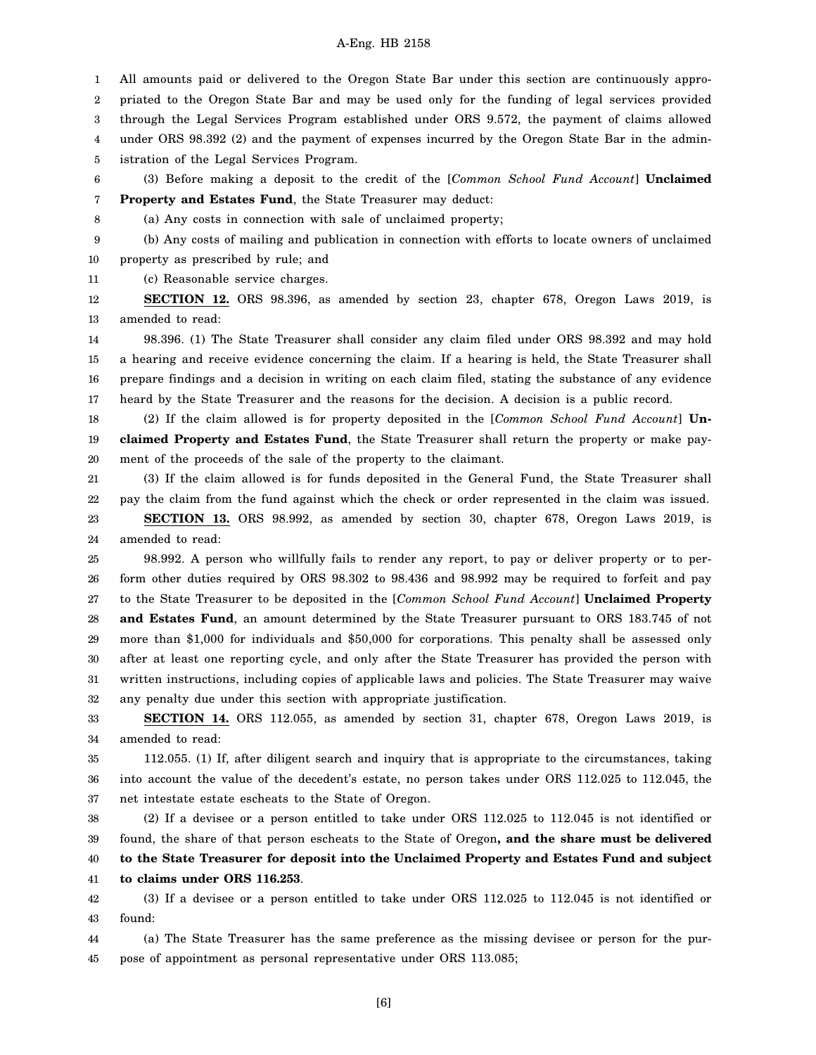All amounts paid or delivered to the Oregon State Bar under this section are continuously appropriated to the Oregon State Bar and may be used only for the funding of legal services provided through the Legal Services Program established under ORS 9.572, the payment of claims allowed under ORS 98.392 (2) and the payment of expenses incurred by the Oregon State Bar in the administration of the Legal Services Program.

(3) Before making a deposit to the credit of the [*Common School Fund Account*] **Unclaimed Property and Estates Fund**, the State Treasurer may deduct:

(a) Any costs in connection with sale of unclaimed property;

(b) Any costs of mailing and publication in connection with efforts to locate owners of unclaimed property as prescribed by rule; and

(c) Reasonable service charges.

**SECTION 12.** ORS 98.396, as amended by section 23, chapter 678, Oregon Laws 2019, is amended to read:

98.396. (1) The State Treasurer shall consider any claim filed under ORS 98.392 and may hold a hearing and receive evidence concerning the claim. If a hearing is held, the State Treasurer shall prepare findings and a decision in writing on each claim filed, stating the substance of any evidence heard by the State Treasurer and the reasons for the decision. A decision is a public record.

(2) If the claim allowed is for property deposited in the [*Common School Fund Account*] **Unclaimed Property and Estates Fund**, the State Treasurer shall return the property or make payment of the proceeds of the sale of the property to the claimant.

(3) If the claim allowed is for funds deposited in the General Fund, the State Treasurer shall pay the claim from the fund against which the check or order represented in the claim was issued.

**SECTION 13.** ORS 98.992, as amended by section 30, chapter 678, Oregon Laws 2019, is amended to read:

98.992. A person who willfully fails to render any report, to pay or deliver property or to perform other duties required by ORS 98.302 to 98.436 and 98.992 may be required to forfeit and pay to the State Treasurer to be deposited in the [*Common School Fund Account*] **Unclaimed Property and Estates Fund**, an amount determined by the State Treasurer pursuant to ORS 183.745 of not more than $1,000 for individuals and $50,000 for corporations. This penalty shall be assessed only after at least one reporting cycle, and only after the State Treasurer has provided the person with written instructions, including copies of applicable laws and policies. The State Treasurer may waive any penalty due under this section with appropriate justification.

**SECTION 14.** ORS 112.055, as amended by section 31, chapter 678, Oregon Laws 2019, is amended to read:

112.055. (1) If, after diligent search and inquiry that is appropriate to the circumstances, taking into account the value of the decedent's estate, no person takes under ORS 112.025 to 112.045, the net intestate estate escheats to the State of Oregon.

(2) If a devisee or a person entitled to take under ORS 112.025 to 112.045 is not identified or found, the share of that person escheats to the State of Oregon**, and the share must be delivered to the State Treasurer for deposit into the Unclaimed Property and Estates Fund and subject to claims under ORS 116.253**.

(3) If a devisee or a person entitled to take under ORS 112.025 to 112.045 is not identified or found:

(a) The State Treasurer has the same preference as the missing devisee or person for the purpose of appointment as personal representative under ORS 113.085;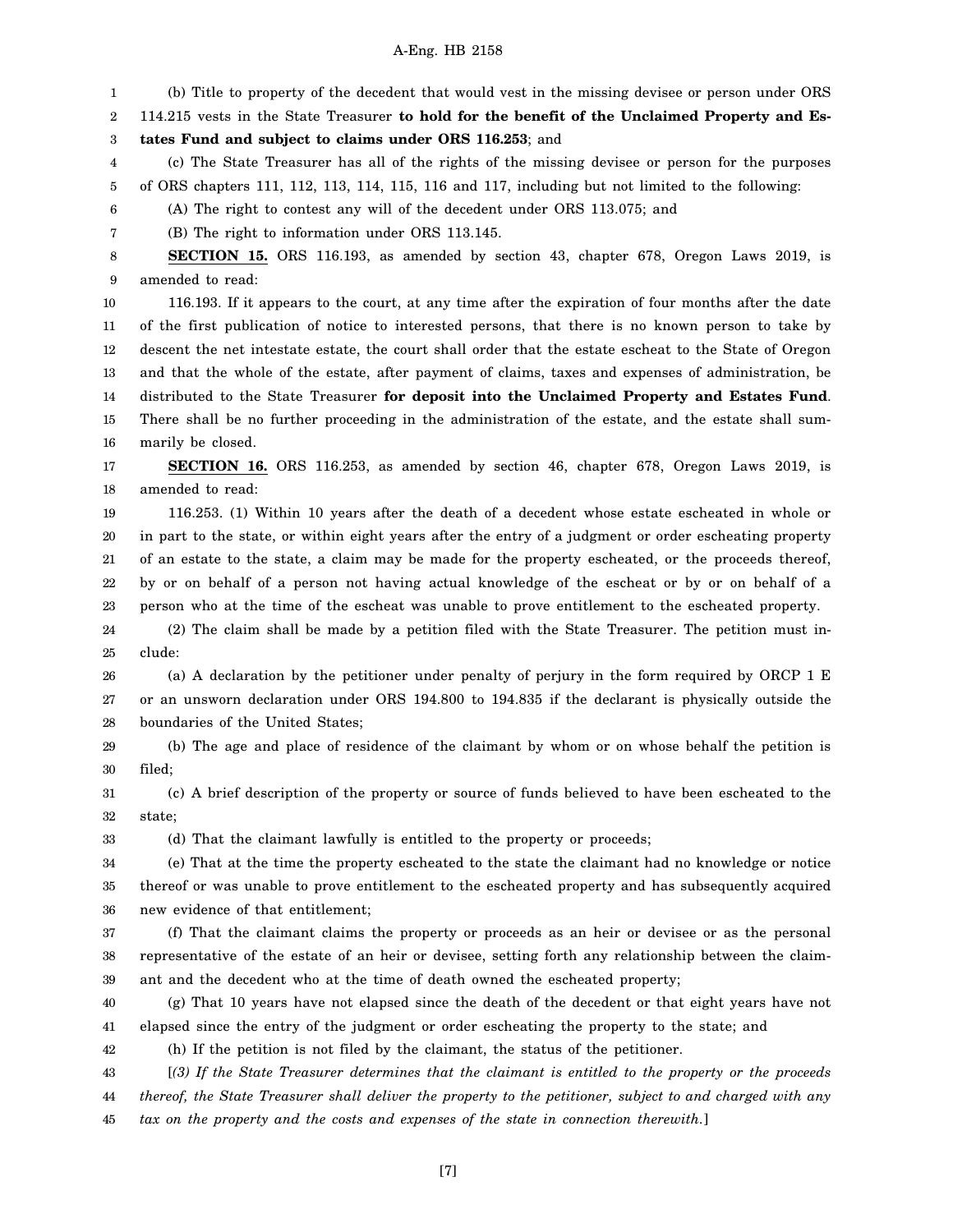(b) Title to property of the decedent that would vest in the missing devisee or person under ORS 114.215 vests in the State Treasurer **to hold for the benefit of the Unclaimed Property and Estates Fund and subject to claims under ORS 116.253**; and

(c) The State Treasurer has all of the rights of the missing devisee or person for the purposes of ORS chapters 111, 112, 113, 114, 115, 116 and 117, including but not limited to the following:

(A) The right to contest any will of the decedent under ORS 113.075; and

(B) The right to information under ORS 113.145.

**SECTION 15.** ORS 116.193, as amended by section 43, chapter 678, Oregon Laws 2019, is amended to read:

116.193. If it appears to the court, at any time after the expiration of four months after the date of the first publication of notice to interested persons, that there is no known person to take by descent the net intestate estate, the court shall order that the estate escheat to the State of Oregon and that the whole of the estate, after payment of claims, taxes and expenses of administration, be distributed to the State Treasurer **for deposit into the Unclaimed Property and Estates Fund**. There shall be no further proceeding in the administration of the estate, and the estate shall summarily be closed.

**SECTION 16.** ORS 116.253, as amended by section 46, chapter 678, Oregon Laws 2019, is amended to read:

116.253. (1) Within 10 years after the death of a decedent whose estate escheated in whole or in part to the state, or within eight years after the entry of a judgment or order escheating property of an estate to the state, a claim may be made for the property escheated, or the proceeds thereof, by or on behalf of a person not having actual knowledge of the escheat or by or on behalf of a person who at the time of the escheat was unable to prove entitlement to the escheated property.

(2) The claim shall be made by a petition filed with the State Treasurer. The petition must include:

(a) A declaration by the petitioner under penalty of perjury in the form required by ORCP 1 E or an unsworn declaration under ORS 194.800 to 194.835 if the declarant is physically outside the boundaries of the United States;

(b) The age and place of residence of the claimant by whom or on whose behalf the petition is filed;

(c) A brief description of the property or source of funds believed to have been escheated to the state;

(d) That the claimant lawfully is entitled to the property or proceeds;

(e) That at the time the property escheated to the state the claimant had no knowledge or notice thereof or was unable to prove entitlement to the escheated property and has subsequently acquired new evidence of that entitlement;

(f) That the claimant claims the property or proceeds as an heir or devisee or as the personal representative of the estate of an heir or devisee, setting forth any relationship between the claimant and the decedent who at the time of death owned the escheated property;

(g) That 10 years have not elapsed since the death of the decedent or that eight years have not elapsed since the entry of the judgment or order escheating the property to the state; and

(h) If the petition is not filed by the claimant, the status of the petitioner.

[*(3) If the State Treasurer determines that the claimant is entitled to the property or the proceeds thereof, the State Treasurer shall deliver the property to the petitioner, subject to and charged with any tax on the property and the costs and expenses of the state in connection therewith.*]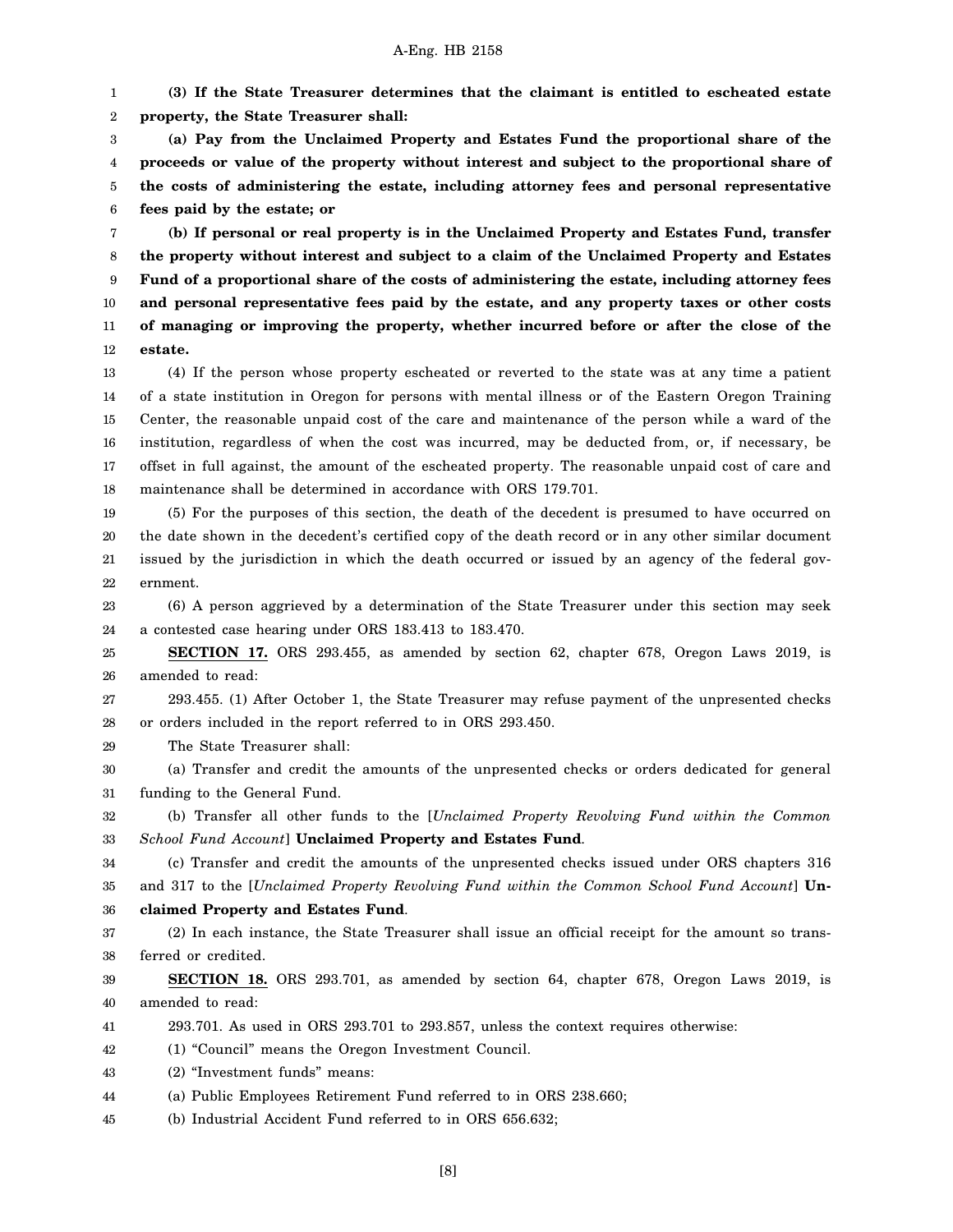**(3) If the State Treasurer determines that the claimant is entitled to escheated estate property, the State Treasurer shall:**

**(a) Pay from the Unclaimed Property and Estates Fund the proportional share of the proceeds or value of the property without interest and subject to the proportional share of the costs of administering the estate, including attorney fees and personal representative fees paid by the estate; or**

**(b) If personal or real property is in the Unclaimed Property and Estates Fund, transfer the property without interest and subject to a claim of the Unclaimed Property and Estates Fund of a proportional share of the costs of administering the estate, including attorney fees and personal representative fees paid by the estate, and any property taxes or other costs of managing or improving the property, whether incurred before or after the close of the estate.**

(4) If the person whose property escheated or reverted to the state was at any time a patient of a state institution in Oregon for persons with mental illness or of the Eastern Oregon Training Center, the reasonable unpaid cost of the care and maintenance of the person while a ward of the institution, regardless of when the cost was incurred, may be deducted from, or, if necessary, be offset in full against, the amount of the escheated property. The reasonable unpaid cost of care and maintenance shall be determined in accordance with ORS 179.701.

(5) For the purposes of this section, the death of the decedent is presumed to have occurred on the date shown in the decedent's certified copy of the death record or in any other similar document issued by the jurisdiction in which the death occurred or issued by an agency of the federal government.

(6) A person aggrieved by a determination of the State Treasurer under this section may seek a contested case hearing under ORS 183.413 to 183.470.

**SECTION 17.** ORS 293.455, as amended by section 62, chapter 678, Oregon Laws 2019, is amended to read:

293.455. (1) After October 1, the State Treasurer may refuse payment of the unpresented checks or orders included in the report referred to in ORS 293.450.

The State Treasurer shall:

(a) Transfer and credit the amounts of the unpresented checks or orders dedicated for general funding to the General Fund.

(b) Transfer all other funds to the [*Unclaimed Property Revolving Fund within the Common School Fund Account*] **Unclaimed Property and Estates Fund**.

(c) Transfer and credit the amounts of the unpresented checks issued under ORS chapters 316 and 317 to the [*Unclaimed Property Revolving Fund within the Common School Fund Account*] **Unclaimed Property and Estates Fund**.

(2) In each instance, the State Treasurer shall issue an official receipt for the amount so transferred or credited.

**SECTION 18.** ORS 293.701, as amended by section 64, chapter 678, Oregon Laws 2019, is amended to read:

293.701. As used in ORS 293.701 to 293.857, unless the context requires otherwise:

(1) "Council" means the Oregon Investment Council.

(2) "Investment funds" means:

(a) Public Employees Retirement Fund referred to in ORS 238.660;

(b) Industrial Accident Fund referred to in ORS 656.632;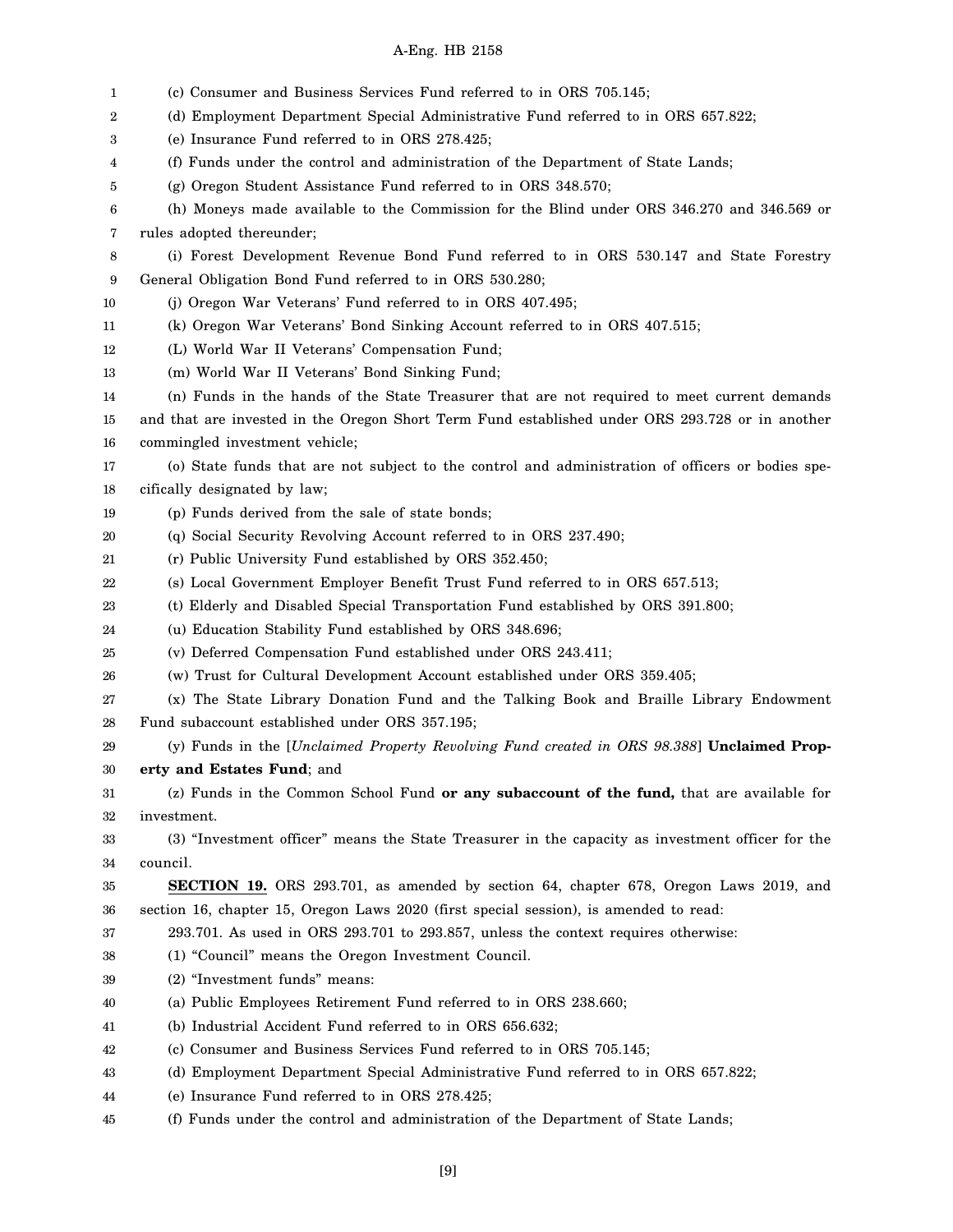(c) Consumer and Business Services Fund referred to in ORS 705.145;

(d) Employment Department Special Administrative Fund referred to in ORS 657.822;

(e) Insurance Fund referred to in ORS 278.425;

(f) Funds under the control and administration of the Department of State Lands;

(g) Oregon Student Assistance Fund referred to in ORS 348.570;

(h) Moneys made available to the Commission for the Blind under ORS 346.270 and 346.569 or rules adopted thereunder;

(i) Forest Development Revenue Bond Fund referred to in ORS 530.147 and State Forestry General Obligation Bond Fund referred to in ORS 530.280;

(j) Oregon War Veterans' Fund referred to in ORS 407.495;

(k) Oregon War Veterans' Bond Sinking Account referred to in ORS 407.515;

(L) World War II Veterans' Compensation Fund;

(m) World War II Veterans' Bond Sinking Fund;

(n) Funds in the hands of the State Treasurer that are not required to meet current demands and that are invested in the Oregon Short Term Fund established under ORS 293.728 or in another commingled investment vehicle;

(o) State funds that are not subject to the control and administration of officers or bodies specifically designated by law;

(p) Funds derived from the sale of state bonds;

(q) Social Security Revolving Account referred to in ORS 237.490;

(r) Public University Fund established by ORS 352.450;

(s) Local Government Employer Benefit Trust Fund referred to in ORS 657.513;

(t) Elderly and Disabled Special Transportation Fund established by ORS 391.800;

(u) Education Stability Fund established by ORS 348.696;

(v) Deferred Compensation Fund established under ORS 243.411;

(w) Trust for Cultural Development Account established under ORS 359.405;

(x) The State Library Donation Fund and the Talking Book and Braille Library Endowment Fund subaccount established under ORS 357.195;

(y) Funds in the [*Unclaimed Property Revolving Fund created in ORS 98.388*] **Unclaimed Property and Estates Fund**; and

(z) Funds in the Common School Fund **or any subaccount of the fund,** that are available for investment.

(3) "Investment officer" means the State Treasurer in the capacity as investment officer for the council.

**SECTION 19.** ORS 293.701, as amended by section 64, chapter 678, Oregon Laws 2019, and section 16, chapter 15, Oregon Laws 2020 (first special session), is amended to read:

293.701. As used in ORS 293.701 to 293.857, unless the context requires otherwise:

(1) "Council" means the Oregon Investment Council.

(2) "Investment funds" means:

(a) Public Employees Retirement Fund referred to in ORS 238.660;

(b) Industrial Accident Fund referred to in ORS 656.632;

(c) Consumer and Business Services Fund referred to in ORS 705.145;

(d) Employment Department Special Administrative Fund referred to in ORS 657.822;

(e) Insurance Fund referred to in ORS 278.425;

(f) Funds under the control and administration of the Department of State Lands;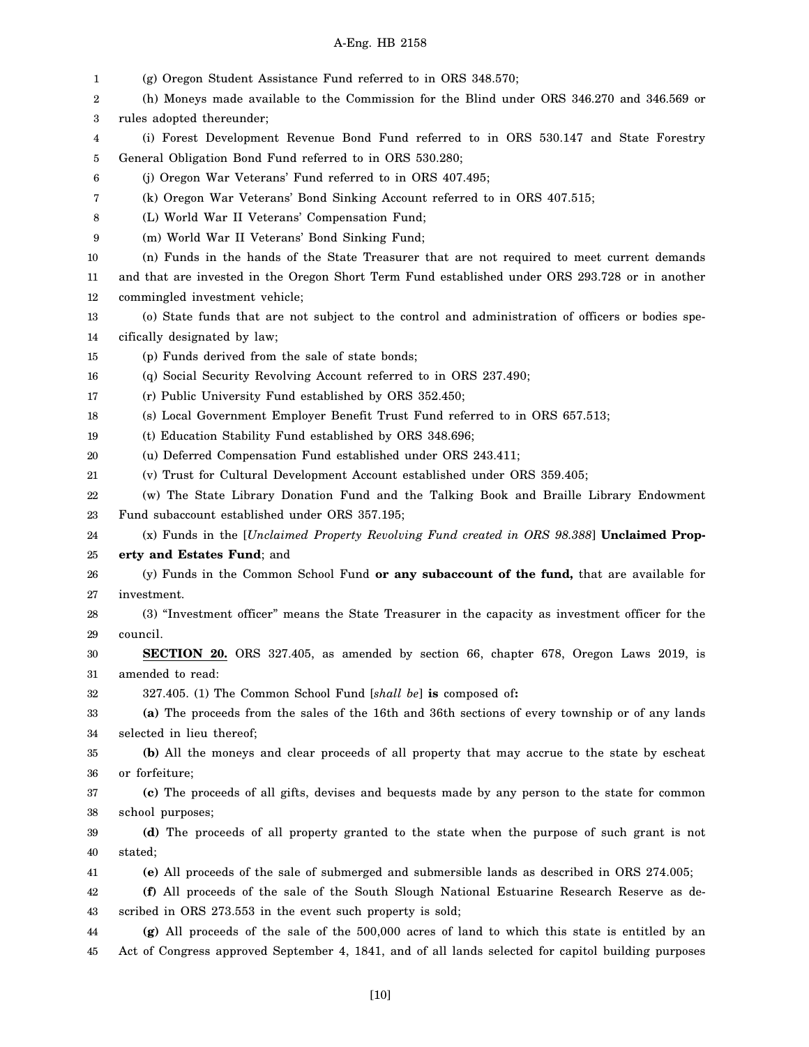(g) Oregon Student Assistance Fund referred to in ORS 348.570;

(h) Moneys made available to the Commission for the Blind under ORS 346.270 and 346.569 or rules adopted thereunder;

(i) Forest Development Revenue Bond Fund referred to in ORS 530.147 and State Forestry General Obligation Bond Fund referred to in ORS 530.280;

(j) Oregon War Veterans' Fund referred to in ORS 407.495;

(k) Oregon War Veterans' Bond Sinking Account referred to in ORS 407.515;

(L) World War II Veterans' Compensation Fund;

(m) World War II Veterans' Bond Sinking Fund;

(n) Funds in the hands of the State Treasurer that are not required to meet current demands and that are invested in the Oregon Short Term Fund established under ORS 293.728 or in another commingled investment vehicle;

(o) State funds that are not subject to the control and administration of officers or bodies specifically designated by law;

(p) Funds derived from the sale of state bonds;

(q) Social Security Revolving Account referred to in ORS 237.490;

(r) Public University Fund established by ORS 352.450;

(s) Local Government Employer Benefit Trust Fund referred to in ORS 657.513;

(t) Education Stability Fund established by ORS 348.696;

(u) Deferred Compensation Fund established under ORS 243.411;

(v) Trust for Cultural Development Account established under ORS 359.405;

(w) The State Library Donation Fund and the Talking Book and Braille Library Endowment Fund subaccount established under ORS 357.195;

(x) Funds in the [*Unclaimed Property Revolving Fund created in ORS 98.388*] **Unclaimed Property and Estates Fund**; and

(y) Funds in the Common School Fund **or any subaccount of the fund,** that are available for investment.

(3) "Investment officer" means the State Treasurer in the capacity as investment officer for the council.

**SECTION 20.** ORS 327.405, as amended by section 66, chapter 678, Oregon Laws 2019, is amended to read:

327.405. (1) The Common School Fund [*shall be*] **is** composed of**:**

**(a)** The proceeds from the sales of the 16th and 36th sections of every township or of any lands selected in lieu thereof;

**(b)** All the moneys and clear proceeds of all property that may accrue to the state by escheat or forfeiture;

**(c)** The proceeds of all gifts, devises and bequests made by any person to the state for common school purposes;

**(d)** The proceeds of all property granted to the state when the purpose of such grant is not stated;

**(e)** All proceeds of the sale of submerged and submersible lands as described in ORS 274.005;

**(f)** All proceeds of the sale of the South Slough National Estuarine Research Reserve as described in ORS 273.553 in the event such property is sold;

**(g)** All proceeds of the sale of the 500,000 acres of land to which this state is entitled by an Act of Congress approved September 4, 1841, and of all lands selected for capitol building purposes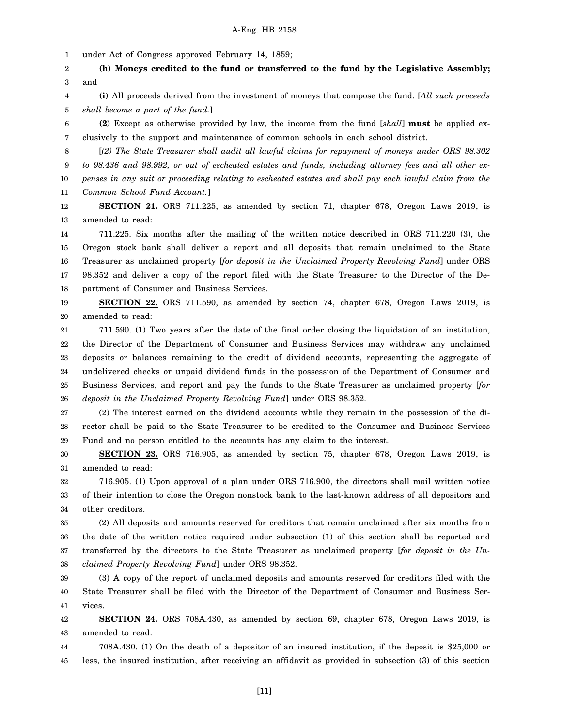under Act of Congress approved February 14, 1859;

**(h) Moneys credited to the fund or transferred to the fund by the Legislative Assembly;** and

**(i)** All proceeds derived from the investment of moneys that compose the fund. [*All such proceeds shall become a part of the fund.*]

**(2)** Except as otherwise provided by law, the income from the fund [*shall*] **must** be applied exclusively to the support and maintenance of common schools in each school district.

[*(2) The State Treasurer shall audit all lawful claims for repayment of moneys under ORS 98.302 to 98.436 and 98.992, or out of escheated estates and funds, including attorney fees and all other expenses in any suit or proceeding relating to escheated estates and shall pay each lawful claim from the Common School Fund Account.*]

**SECTION 21.** ORS 711.225, as amended by section 71, chapter 678, Oregon Laws 2019, is amended to read:

711.225. Six months after the mailing of the written notice described in ORS 711.220 (3), the Oregon stock bank shall deliver a report and all deposits that remain unclaimed to the State Treasurer as unclaimed property [*for deposit in the Unclaimed Property Revolving Fund*] under ORS 98.352 and deliver a copy of the report filed with the State Treasurer to the Director of the Department of Consumer and Business Services.

**SECTION 22.** ORS 711.590, as amended by section 74, chapter 678, Oregon Laws 2019, is amended to read:

711.590. (1) Two years after the date of the final order closing the liquidation of an institution, the Director of the Department of Consumer and Business Services may withdraw any unclaimed deposits or balances remaining to the credit of dividend accounts, representing the aggregate of undelivered checks or unpaid dividend funds in the possession of the Department of Consumer and Business Services, and report and pay the funds to the State Treasurer as unclaimed property [*for deposit in the Unclaimed Property Revolving Fund*] under ORS 98.352.

(2) The interest earned on the dividend accounts while they remain in the possession of the director shall be paid to the State Treasurer to be credited to the Consumer and Business Services Fund and no person entitled to the accounts has any claim to the interest.

**SECTION 23.** ORS 716.905, as amended by section 75, chapter 678, Oregon Laws 2019, is amended to read:

716.905. (1) Upon approval of a plan under ORS 716.900, the directors shall mail written notice of their intention to close the Oregon nonstock bank to the last-known address of all depositors and other creditors.

(2) All deposits and amounts reserved for creditors that remain unclaimed after six months from the date of the written notice required under subsection (1) of this section shall be reported and transferred by the directors to the State Treasurer as unclaimed property [*for deposit in the Unclaimed Property Revolving Fund*] under ORS 98.352.

(3) A copy of the report of unclaimed deposits and amounts reserved for creditors filed with the State Treasurer shall be filed with the Director of the Department of Consumer and Business Services.

**SECTION 24.** ORS 708A.430, as amended by section 69, chapter 678, Oregon Laws 2019, is amended to read:

708A.430. (1) On the death of a depositor of an insured institution, if the deposit is $25,000 or less, the insured institution, after receiving an affidavit as provided in subsection (3) of this section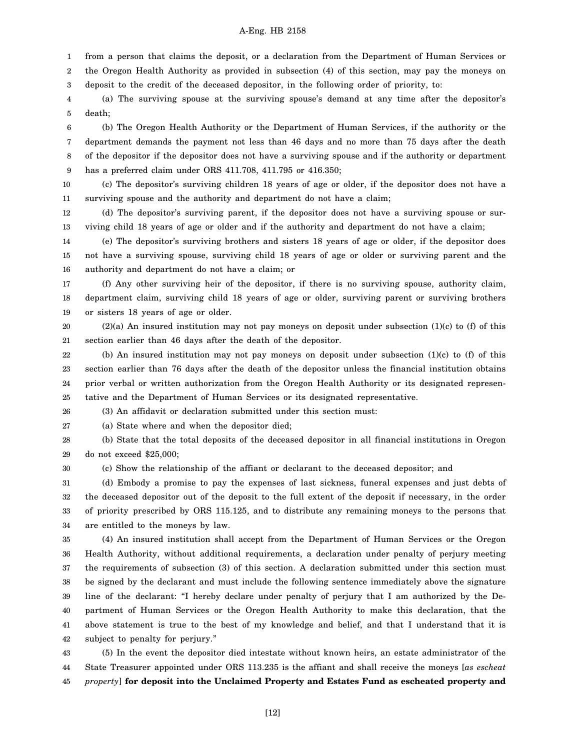from a person that claims the deposit, or a declaration from the Department of Human Services or the Oregon Health Authority as provided in subsection (4) of this section, may pay the moneys on deposit to the credit of the deceased depositor, in the following order of priority, to:

(a) The surviving spouse at the surviving spouse's demand at any time after the depositor's death;

(b) The Oregon Health Authority or the Department of Human Services, if the authority or the department demands the payment not less than 46 days and no more than 75 days after the death of the depositor if the depositor does not have a surviving spouse and if the authority or department has a preferred claim under ORS 411.708, 411.795 or 416.350;

(c) The depositor's surviving children 18 years of age or older, if the depositor does not have a surviving spouse and the authority and department do not have a claim;

(d) The depositor's surviving parent, if the depositor does not have a surviving spouse or surviving child 18 years of age or older and if the authority and department do not have a claim;

(e) The depositor's surviving brothers and sisters 18 years of age or older, if the depositor does not have a surviving spouse, surviving child 18 years of age or older or surviving parent and the authority and department do not have a claim; or

(f) Any other surviving heir of the depositor, if there is no surviving spouse, authority claim, department claim, surviving child 18 years of age or older, surviving parent or surviving brothers or sisters 18 years of age or older.

(2)(a) An insured institution may not pay moneys on deposit under subsection (1)(c) to (f) of this section earlier than 46 days after the death of the depositor.

(b) An insured institution may not pay moneys on deposit under subsection (1)(c) to (f) of this section earlier than 76 days after the death of the depositor unless the financial institution obtains prior verbal or written authorization from the Oregon Health Authority or its designated representative and the Department of Human Services or its designated representative.

(3) An affidavit or declaration submitted under this section must:

(a) State where and when the depositor died;

(b) State that the total deposits of the deceased depositor in all financial institutions in Oregon do not exceed $25,000;

(c) Show the relationship of the affiant or declarant to the deceased depositor; and

(d) Embody a promise to pay the expenses of last sickness, funeral expenses and just debts of the deceased depositor out of the deposit to the full extent of the deposit if necessary, in the order of priority prescribed by ORS 115.125, and to distribute any remaining moneys to the persons that are entitled to the moneys by law.

(4) An insured institution shall accept from the Department of Human Services or the Oregon Health Authority, without additional requirements, a declaration under penalty of perjury meeting the requirements of subsection (3) of this section. A declaration submitted under this section must be signed by the declarant and must include the following sentence immediately above the signature line of the declarant: "I hereby declare under penalty of perjury that I am authorized by the Department of Human Services or the Oregon Health Authority to make this declaration, that the above statement is true to the best of my knowledge and belief, and that I understand that it is subject to penalty for perjury."

(5) In the event the depositor died intestate without known heirs, an estate administrator of the State Treasurer appointed under ORS 113.235 is the affiant and shall receive the moneys [*as escheat property*] **for deposit into the Unclaimed Property and Estates Fund as escheated property and**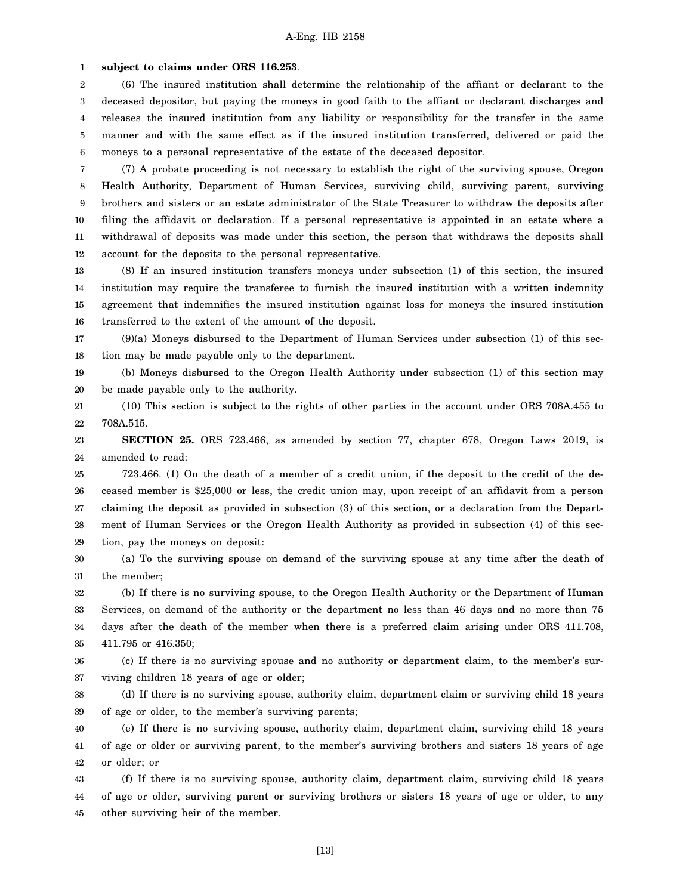**subject to claims under ORS 116.253**.

(6) The insured institution shall determine the relationship of the affiant or declarant to the deceased depositor, but paying the moneys in good faith to the affiant or declarant discharges and releases the insured institution from any liability or responsibility for the transfer in the same manner and with the same effect as if the insured institution transferred, delivered or paid the moneys to a personal representative of the estate of the deceased depositor.

(7) A probate proceeding is not necessary to establish the right of the surviving spouse, Oregon Health Authority, Department of Human Services, surviving child, surviving parent, surviving brothers and sisters or an estate administrator of the State Treasurer to withdraw the deposits after filing the affidavit or declaration. If a personal representative is appointed in an estate where a withdrawal of deposits was made under this section, the person that withdraws the deposits shall account for the deposits to the personal representative.

(8) If an insured institution transfers moneys under subsection (1) of this section, the insured institution may require the transferee to furnish the insured institution with a written indemnity agreement that indemnifies the insured institution against loss for moneys the insured institution transferred to the extent of the amount of the deposit.

(9)(a) Moneys disbursed to the Department of Human Services under subsection (1) of this section may be made payable only to the department.

(b) Moneys disbursed to the Oregon Health Authority under subsection (1) of this section may be made payable only to the authority.

(10) This section is subject to the rights of other parties in the account under ORS 708A.455 to 708A.515.

**SECTION 25.** ORS 723.466, as amended by section 77, chapter 678, Oregon Laws 2019, is amended to read:

723.466. (1) On the death of a member of a credit union, if the deposit to the credit of the deceased member is $25,000 or less, the credit union may, upon receipt of an affidavit from a person claiming the deposit as provided in subsection (3) of this section, or a declaration from the Department of Human Services or the Oregon Health Authority as provided in subsection (4) of this section, pay the moneys on deposit:

(a) To the surviving spouse on demand of the surviving spouse at any time after the death of the member;

(b) If there is no surviving spouse, to the Oregon Health Authority or the Department of Human Services, on demand of the authority or the department no less than 46 days and no more than 75 days after the death of the member when there is a preferred claim arising under ORS 411.708, 411.795 or 416.350;

(c) If there is no surviving spouse and no authority or department claim, to the member's surviving children 18 years of age or older;

(d) If there is no surviving spouse, authority claim, department claim or surviving child 18 years of age or older, to the member's surviving parents;

(e) If there is no surviving spouse, authority claim, department claim, surviving child 18 years of age or older or surviving parent, to the member's surviving brothers and sisters 18 years of age or older; or

(f) If there is no surviving spouse, authority claim, department claim, surviving child 18 years of age or older, surviving parent or surviving brothers or sisters 18 years of age or older, to any other surviving heir of the member.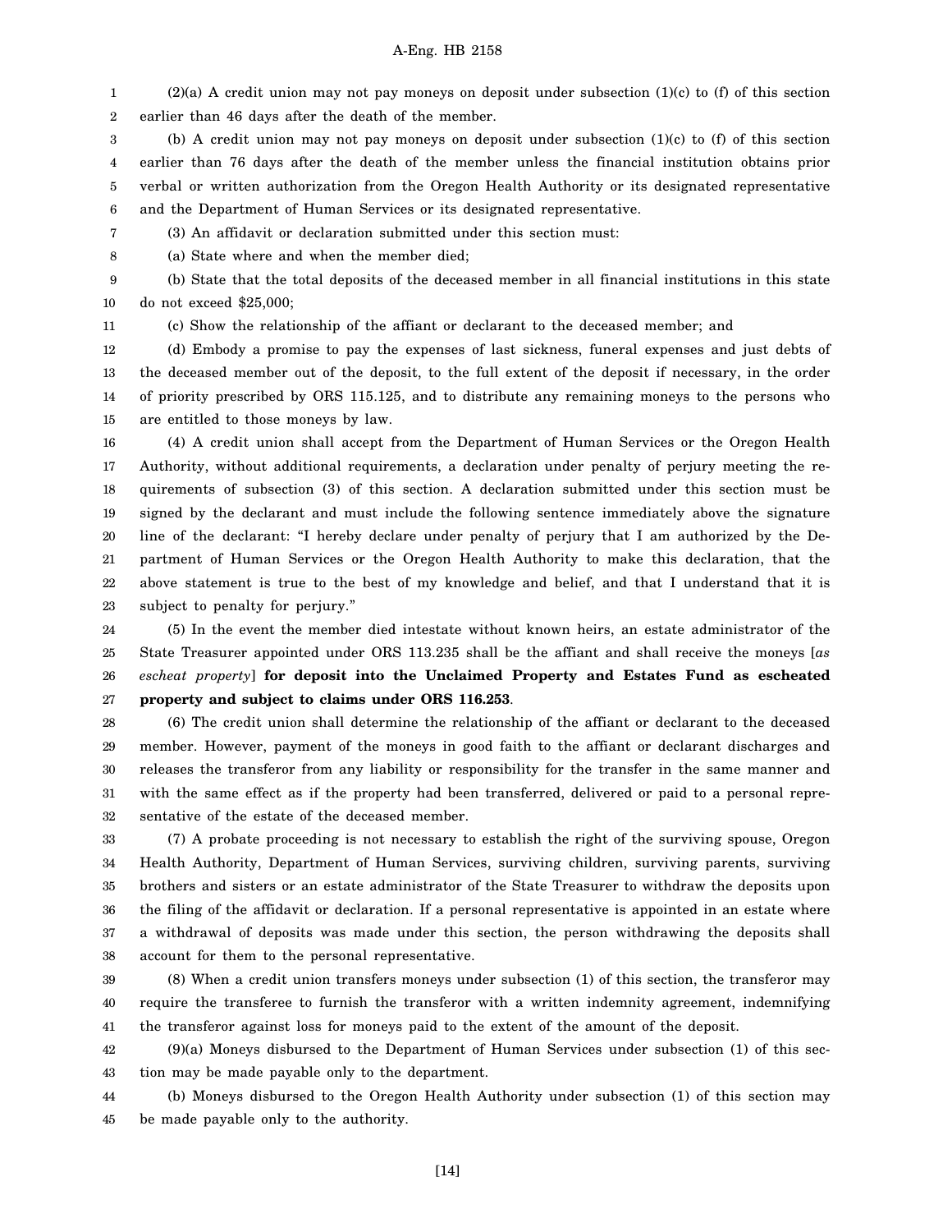(2)(a) A credit union may not pay moneys on deposit under subsection (1)(c) to (f) of this section earlier than 46 days after the death of the member.

(b) A credit union may not pay moneys on deposit under subsection (1)(c) to (f) of this section earlier than 76 days after the death of the member unless the financial institution obtains prior verbal or written authorization from the Oregon Health Authority or its designated representative and the Department of Human Services or its designated representative.

(3) An affidavit or declaration submitted under this section must:

(a) State where and when the member died;

(b) State that the total deposits of the deceased member in all financial institutions in this state do not exceed $25,000;

(c) Show the relationship of the affiant or declarant to the deceased member; and

(d) Embody a promise to pay the expenses of last sickness, funeral expenses and just debts of the deceased member out of the deposit, to the full extent of the deposit if necessary, in the order of priority prescribed by ORS 115.125, and to distribute any remaining moneys to the persons who are entitled to those moneys by law.

(4) A credit union shall accept from the Department of Human Services or the Oregon Health Authority, without additional requirements, a declaration under penalty of perjury meeting the requirements of subsection (3) of this section. A declaration submitted under this section must be signed by the declarant and must include the following sentence immediately above the signature line of the declarant: "I hereby declare under penalty of perjury that I am authorized by the Department of Human Services or the Oregon Health Authority to make this declaration, that the above statement is true to the best of my knowledge and belief, and that I understand that it is subject to penalty for perjury."

(5) In the event the member died intestate without known heirs, an estate administrator of the State Treasurer appointed under ORS 113.235 shall be the affiant and shall receive the moneys [*as escheat property*] **for deposit into the Unclaimed Property and Estates Fund as escheated property and subject to claims under ORS 116.253**.

(6) The credit union shall determine the relationship of the affiant or declarant to the deceased member. However, payment of the moneys in good faith to the affiant or declarant discharges and releases the transferor from any liability or responsibility for the transfer in the same manner and with the same effect as if the property had been transferred, delivered or paid to a personal representative of the estate of the deceased member.

(7) A probate proceeding is not necessary to establish the right of the surviving spouse, Oregon Health Authority, Department of Human Services, surviving children, surviving parents, surviving brothers and sisters or an estate administrator of the State Treasurer to withdraw the deposits upon the filing of the affidavit or declaration. If a personal representative is appointed in an estate where a withdrawal of deposits was made under this section, the person withdrawing the deposits shall account for them to the personal representative.

(8) When a credit union transfers moneys under subsection (1) of this section, the transferor may require the transferee to furnish the transferor with a written indemnity agreement, indemnifying the transferor against loss for moneys paid to the extent of the amount of the deposit.

(9)(a) Moneys disbursed to the Department of Human Services under subsection (1) of this section may be made payable only to the department.

(b) Moneys disbursed to the Oregon Health Authority under subsection (1) of this section may be made payable only to the authority.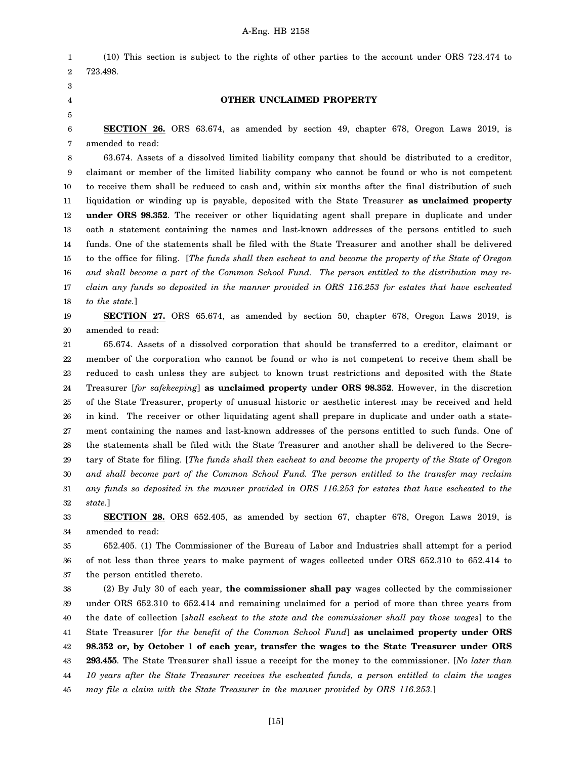(10) This section is subject to the rights of other parties to the account under ORS 723.474 to 723.498.

**OTHER UNCLAIMED PROPERTY**

**SECTION 26.** ORS 63.674, as amended by section 49, chapter 678, Oregon Laws 2019, is amended to read:

63.674. Assets of a dissolved limited liability company that should be distributed to a creditor, claimant or member of the limited liability company who cannot be found or who is not competent to receive them shall be reduced to cash and, within six months after the final distribution of such liquidation or winding up is payable, deposited with the State Treasurer **as unclaimed property under ORS 98.352**. The receiver or other liquidating agent shall prepare in duplicate and under oath a statement containing the names and last-known addresses of the persons entitled to such funds. One of the statements shall be filed with the State Treasurer and another shall be delivered to the office for filing. [*The funds shall then escheat to and become the property of the State of Oregon and shall become a part of the Common School Fund. The person entitled to the distribution may reclaim any funds so deposited in the manner provided in ORS 116.253 for estates that have escheated to the state.*]

**SECTION 27.** ORS 65.674, as amended by section 50, chapter 678, Oregon Laws 2019, is amended to read:

65.674. Assets of a dissolved corporation that should be transferred to a creditor, claimant or member of the corporation who cannot be found or who is not competent to receive them shall be reduced to cash unless they are subject to known trust restrictions and deposited with the State Treasurer [*for safekeeping*] **as unclaimed property under ORS 98.352**. However, in the discretion of the State Treasurer, property of unusual historic or aesthetic interest may be received and held in kind. The receiver or other liquidating agent shall prepare in duplicate and under oath a statement containing the names and last-known addresses of the persons entitled to such funds. One of the statements shall be filed with the State Treasurer and another shall be delivered to the Secretary of State for filing. [*The funds shall then escheat to and become the property of the State of Oregon and shall become part of the Common School Fund. The person entitled to the transfer may reclaim any funds so deposited in the manner provided in ORS 116.253 for estates that have escheated to the state.*]

**SECTION 28.** ORS 652.405, as amended by section 67, chapter 678, Oregon Laws 2019, is amended to read:

652.405. (1) The Commissioner of the Bureau of Labor and Industries shall attempt for a period of not less than three years to make payment of wages collected under ORS 652.310 to 652.414 to the person entitled thereto.

(2) By July 30 of each year, **the commissioner shall pay** wages collected by the commissioner under ORS 652.310 to 652.414 and remaining unclaimed for a period of more than three years from the date of collection [*shall escheat to the state and the commissioner shall pay those wages*] to the State Treasurer [*for the benefit of the Common School Fund*] **as unclaimed property under ORS 98.352 or, by October 1 of each year, transfer the wages to the State Treasurer under ORS 293.455**. The State Treasurer shall issue a receipt for the money to the commissioner. [*No later than 10 years after the State Treasurer receives the escheated funds, a person entitled to claim the wages may file a claim with the State Treasurer in the manner provided by ORS 116.253.*]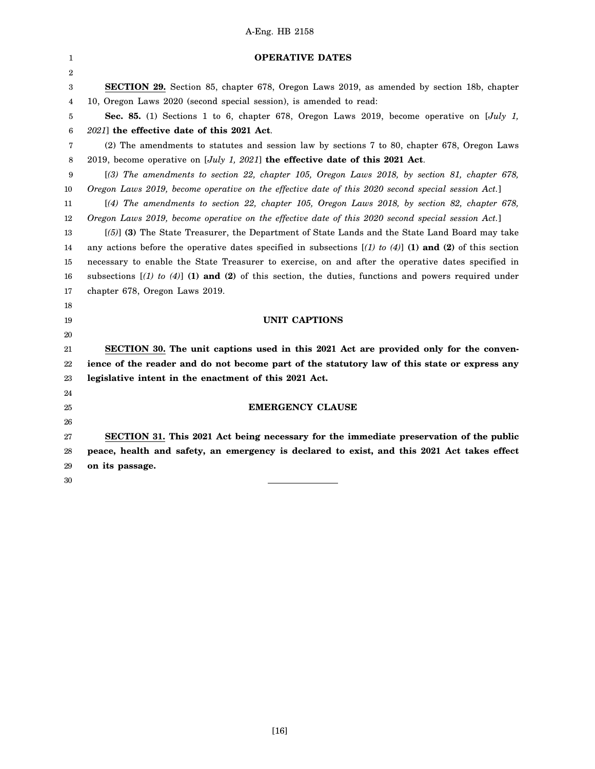## OPERATIVE DATES

**SECTION 29.** Section 85, chapter 678, Oregon Laws 2019, as amended by section 18b, chapter 10, Oregon Laws 2020 (second special session), is amended to read:

**Sec. 85.** (1) Sections 1 to 6, chapter 678, Oregon Laws 2019, become operative on [*July 1, 2021*] **the effective date of this 2021 Act**.

(2) The amendments to statutes and session law by sections 7 to 80, chapter 678, Oregon Laws 2019, become operative on [*July 1, 2021*] **the effective date of this 2021 Act**.

[*(3) The amendments to section 22, chapter 105, Oregon Laws 2018, by section 81, chapter 678, Oregon Laws 2019, become operative on the effective date of this 2020 second special session Act.*]

[*(4) The amendments to section 22, chapter 105, Oregon Laws 2018, by section 82, chapter 678, Oregon Laws 2019, become operative on the effective date of this 2020 second special session Act.*]

[*(5)*] **(3)** The State Treasurer, the Department of State Lands and the State Land Board may take any actions before the operative dates specified in subsections [*(1) to (4)*] **(1) and (2)** of this section necessary to enable the State Treasurer to exercise, on and after the operative dates specified in subsections [*(1) to (4)*] **(1) and (2)** of this section, the duties, functions and powers required under chapter 678, Oregon Laws 2019.

## UNIT CAPTIONS

**SECTION 30. The unit captions used in this 2021 Act are provided only for the convenience of the reader and do not become part of the statutory law of this state or express any legislative intent in the enactment of this 2021 Act.**

## EMERGENCY CLAUSE

**SECTION 31. This 2021 Act being necessary for the immediate preservation of the public peace, health and safety, an emergency is declared to exist, and this 2021 Act takes effect on its passage.**